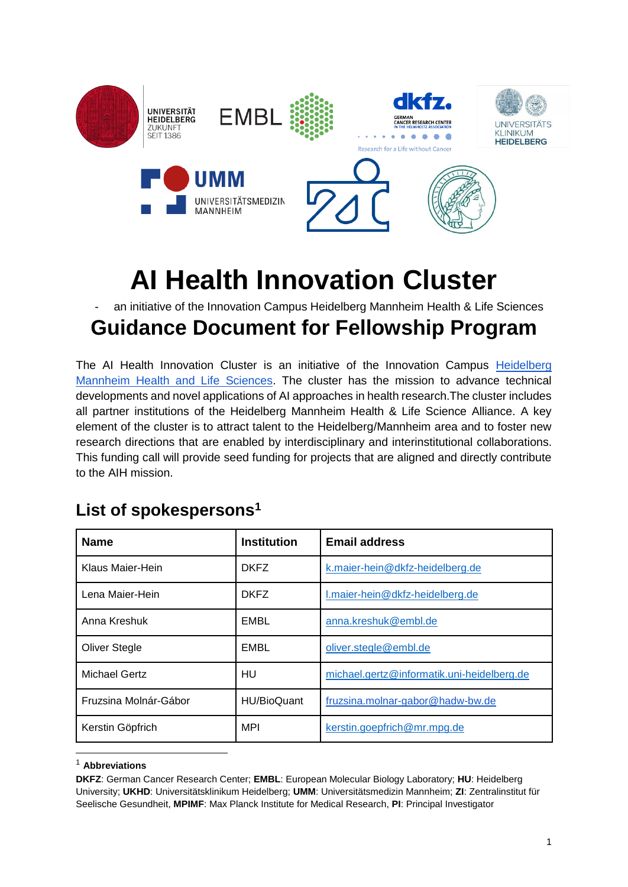# AI Health Innovation Cluster

- an initiative of the Innovation Campus Heidelberg Mannheim Health & Life Sciences

# Guidance Document for Fellowship Program

The AI Health Innovation Cluster is an initiative of the Innovation Campus [Heidelberg Mannheim Health and Life Sciences](). The cluster has the mission to advance technical developments and novel applications of AI approaches in health research.The cluster includes all partner institutions of the Heidelberg Mannheim Health & Life Science Alliance. A key element of the cluster is to attract talent to the Heidelberg/Mannheim area and to foster new research directions that are enabled by interdisciplinary and interinstitutional collaborations. This funding call will provide seed funding for projects that are aligned and directly contribute to the AIH mission.

## List of spokespersons[1]

| Name | Institution | Email address |
| --- | --- | --- |
| Klaus Maier-Hein | DKFZ | k.maier-hein@dkfz-heidelberg.de |
| Lena Maier-Hein | DKFZ | l.maier-hein@dkfz-heidelberg.de |
| Anna Kreshuk | EMBL | anna.kreshuk@embl.de |
| Oliver Stegle | EMBL | oliver.stegle@embl.de |
| Michael Gertz | HU | michael.gertz@informatik.uni-heidelberg.de |
| Fruzsina Molnár-Gábor | HU/BioQuant | fruzsina.molnar-gabor@hadw-bw.de |
| Kerstin Göpfrich | MPI | kerstin.goepfrich@mr.mpg.de |

[1] **Abbreviations**

**DKFZ**: German Cancer Research Center; **EMBL**: European Molecular Biology Laboratory; **HU**: Heidelberg University; **UKHD**: Universitätsklinikum Heidelberg; **UMM**: Universitätsmedizin Mannheim; **ZI**: Zentralinstitut für Seelische Gesundheit, **MPIMF**: Max Planck Institute for Medical Research, **PI**: Principal Investigator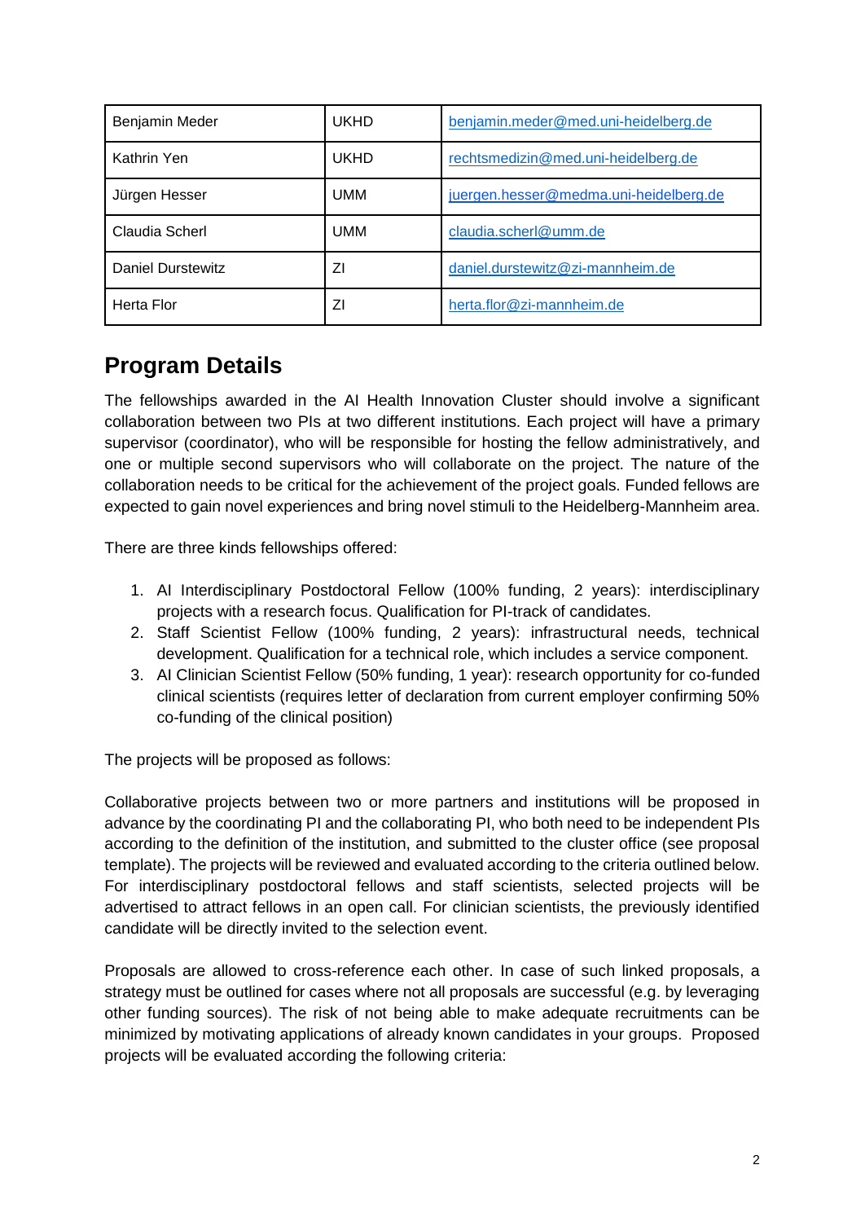| | | |
|---|---|---|
| Benjamin Meder | UKHD | benjamin.meder@med.uni-heidelberg.de |
| Kathrin Yen | UKHD | rechtsmedizin@med.uni-heidelberg.de |
| Jürgen Hesser | UMM | juergen.hesser@medma.uni-heidelberg.de |
| Claudia Scherl | UMM | claudia.scherl@umm.de |
| Daniel Durstewitz | ZI | daniel.durstewitz@zi-mannheim.de |
| Herta Flor | ZI | herta.flor@zi-mannheim.de |

## Program Details

The fellowships awarded in the AI Health Innovation Cluster should involve a significant collaboration between two PIs at two different institutions. Each project will have a primary supervisor (coordinator), who will be responsible for hosting the fellow administratively, and one or multiple second supervisors who will collaborate on the project. The nature of the collaboration needs to be critical for the achievement of the project goals. Funded fellows are expected to gain novel experiences and bring novel stimuli to the Heidelberg-Mannheim area.

There are three kinds fellowships offered:

1. AI Interdisciplinary Postdoctoral Fellow (100% funding, 2 years): interdisciplinary projects with a research focus. Qualification for PI-track of candidates.
2. Staff Scientist Fellow (100% funding, 2 years): infrastructural needs, technical development. Qualification for a technical role, which includes a service component.
3. AI Clinician Scientist Fellow (50% funding, 1 year): research opportunity for co-funded clinical scientists (requires letter of declaration from current employer confirming 50% co-funding of the clinical position)

The projects will be proposed as follows:

Collaborative projects between two or more partners and institutions will be proposed in advance by the coordinating PI and the collaborating PI, who both need to be independent PIs according to the definition of the institution, and submitted to the cluster office (see proposal template). The projects will be reviewed and evaluated according to the criteria outlined below. For interdisciplinary postdoctoral fellows and staff scientists, selected projects will be advertised to attract fellows in an open call. For clinician scientists, the previously identified candidate will be directly invited to the selection event.

Proposals are allowed to cross-reference each other. In case of such linked proposals, a strategy must be outlined for cases where not all proposals are successful (e.g. by leveraging other funding sources). The risk of not being able to make adequate recruitments can be minimized by motivating applications of already known candidates in your groups. Proposed projects will be evaluated according the following criteria: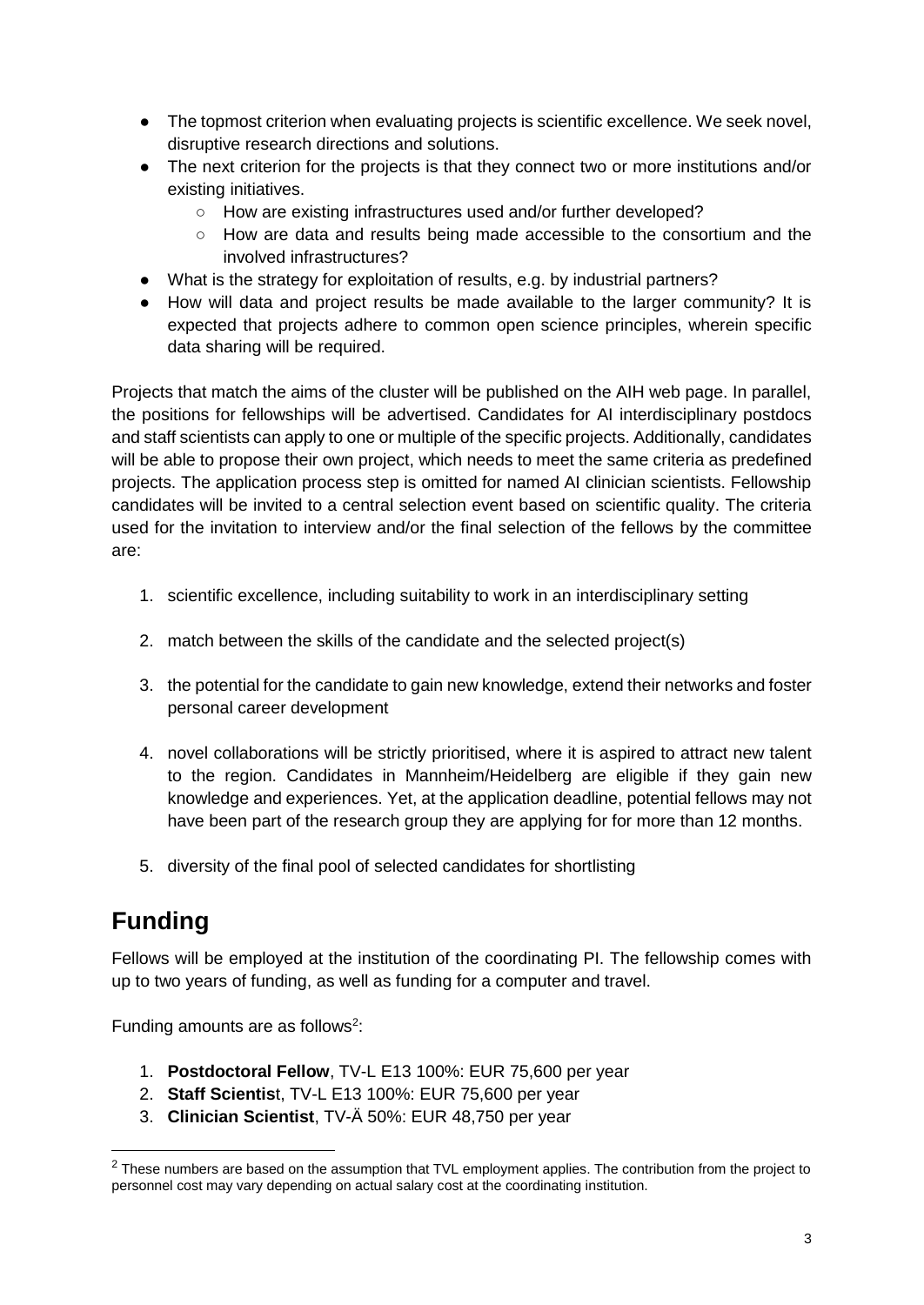- The topmost criterion when evaluating projects is scientific excellence. We seek novel, disruptive research directions and solutions.
- The next criterion for the projects is that they connect two or more institutions and/or existing initiatives.
    - How are existing infrastructures used and/or further developed?
    - How are data and results being made accessible to the consortium and the involved infrastructures?
- What is the strategy for exploitation of results, e.g. by industrial partners?
- How will data and project results be made available to the larger community? It is expected that projects adhere to common open science principles, wherein specific data sharing will be required.

Projects that match the aims of the cluster will be published on the AIH web page. In parallel, the positions for fellowships will be advertised. Candidates for AI interdisciplinary postdocs and staff scientists can apply to one or multiple of the specific projects. Additionally, candidates will be able to propose their own project, which needs to meet the same criteria as predefined projects. The application process step is omitted for named AI clinician scientists. Fellowship candidates will be invited to a central selection event based on scientific quality. The criteria used for the invitation to interview and/or the final selection of the fellows by the committee are:

1. scientific excellence, including suitability to work in an interdisciplinary setting

2. match between the skills of the candidate and the selected project(s)

3. the potential for the candidate to gain new knowledge, extend their networks and foster personal career development

4. novel collaborations will be strictly prioritised, where it is aspired to attract new talent to the region. Candidates in Mannheim/Heidelberg are eligible if they gain new knowledge and experiences. Yet, at the application deadline, potential fellows may not have been part of the research group they are applying for for more than 12 months.

5. diversity of the final pool of selected candidates for shortlisting

## Funding

Fellows will be employed at the institution of the coordinating PI. The fellowship comes with up to two years of funding, as well as funding for a computer and travel.

Funding amounts are as follows[2]:

1. **Postdoctoral Fellow**, TV-L E13 100%: EUR 75,600 per year
2. **Staff Scientis**t, TV-L E13 100%: EUR 75,600 per year
3. **Clinician Scientist**, TV-Ä 50%: EUR 48,750 per year

[2] These numbers are based on the assumption that TVL employment applies. The contribution from the project to personnel cost may vary depending on actual salary cost at the coordinating institution.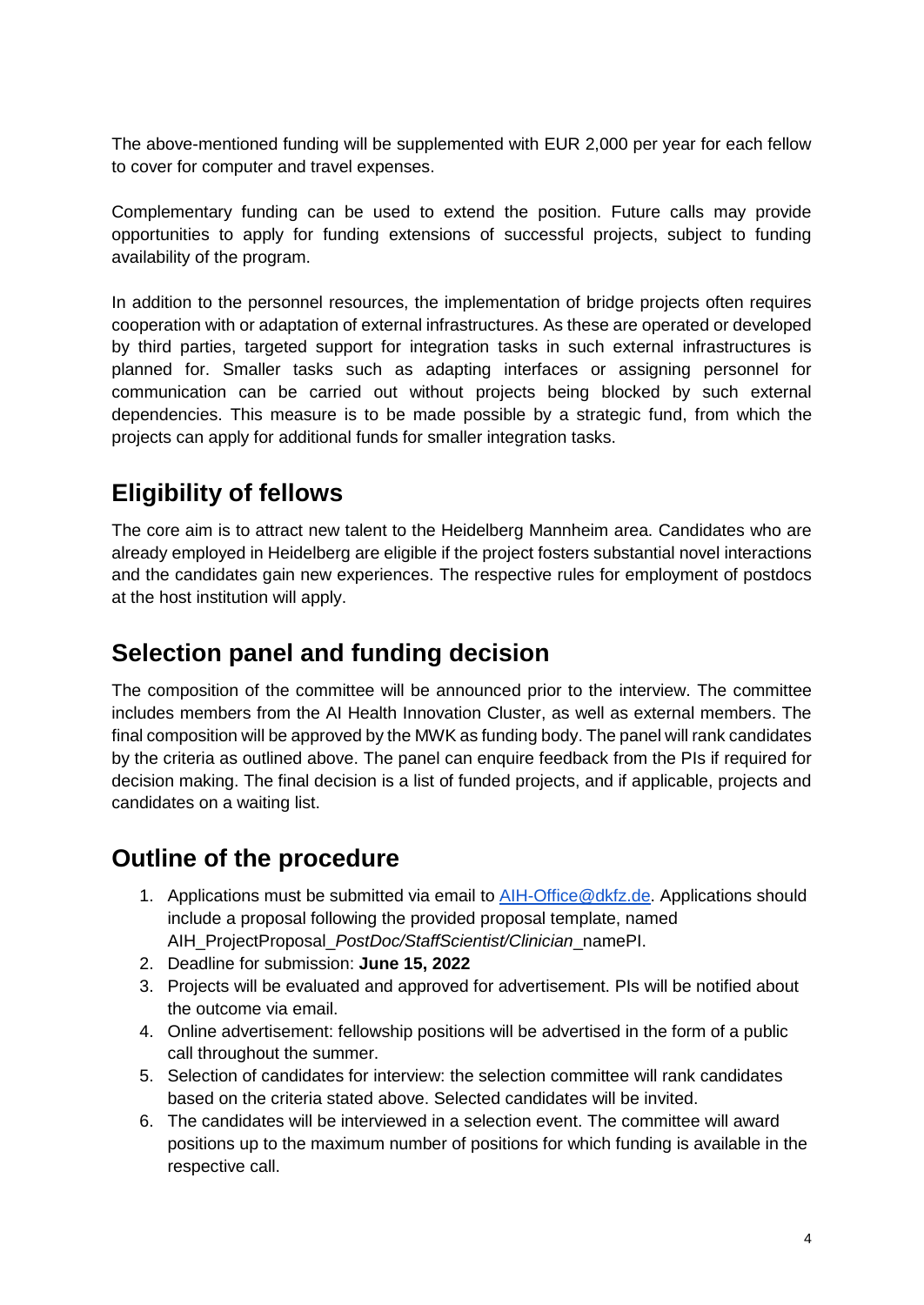The above-mentioned funding will be supplemented with EUR 2,000 per year for each fellow to cover for computer and travel expenses.

Complementary funding can be used to extend the position. Future calls may provide opportunities to apply for funding extensions of successful projects, subject to funding availability of the program.

In addition to the personnel resources, the implementation of bridge projects often requires cooperation with or adaptation of external infrastructures. As these are operated or developed by third parties, targeted support for integration tasks in such external infrastructures is planned for. Smaller tasks such as adapting interfaces or assigning personnel for communication can be carried out without projects being blocked by such external dependencies. This measure is to be made possible by a strategic fund, from which the projects can apply for additional funds for smaller integration tasks.

## Eligibility of fellows

The core aim is to attract new talent to the Heidelberg Mannheim area. Candidates who are already employed in Heidelberg are eligible if the project fosters substantial novel interactions and the candidates gain new experiences. The respective rules for employment of postdocs at the host institution will apply.

## Selection panel and funding decision

The composition of the committee will be announced prior to the interview. The committee includes members from the AI Health Innovation Cluster, as well as external members. The final composition will be approved by the MWK as funding body. The panel will rank candidates by the criteria as outlined above. The panel can enquire feedback from the PIs if required for decision making. The final decision is a list of funded projects, and if applicable, projects and candidates on a waiting list.

## Outline of the procedure

1. Applications must be submitted via email to [AIH-Office@dkfz.de](mailto:AIH-Office@dkfz.de). Applications should include a proposal following the provided proposal template, named AIH_ProjectProposal_*PostDoc/StaffScientist/Clinician*_namePI.
2. Deadline for submission: **June 15, 2022**
3. Projects will be evaluated and approved for advertisement. PIs will be notified about the outcome via email.
4. Online advertisement: fellowship positions will be advertised in the form of a public call throughout the summer.
5. Selection of candidates for interview: the selection committee will rank candidates based on the criteria stated above. Selected candidates will be invited.
6. The candidates will be interviewed in a selection event. The committee will award positions up to the maximum number of positions for which funding is available in the respective call.